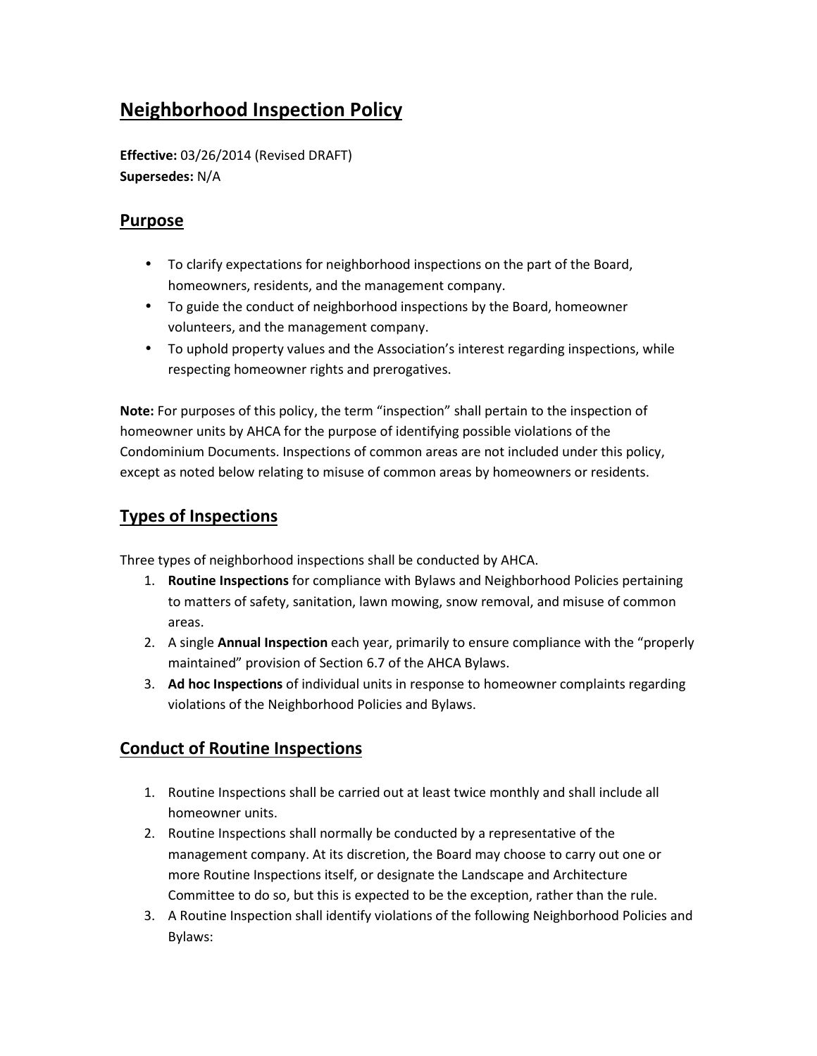# Neighborhood Inspection Policy

**Effective:** 03/26/2014 (Revised DRAFT)
**Supersedes:** N/A

## Purpose

- To clarify expectations for neighborhood inspections on the part of the Board, homeowners, residents, and the management company.
- To guide the conduct of neighborhood inspections by the Board, homeowner volunteers, and the management company.
- To uphold property values and the Association's interest regarding inspections, while respecting homeowner rights and prerogatives.

**Note:** For purposes of this policy, the term "inspection" shall pertain to the inspection of homeowner units by AHCA for the purpose of identifying possible violations of the Condominium Documents. Inspections of common areas are not included under this policy, except as noted below relating to misuse of common areas by homeowners or residents.

## Types of Inspections

Three types of neighborhood inspections shall be conducted by AHCA.

1. **Routine Inspections** for compliance with Bylaws and Neighborhood Policies pertaining to matters of safety, sanitation, lawn mowing, snow removal, and misuse of common areas.
2. A single **Annual Inspection** each year, primarily to ensure compliance with the "properly maintained" provision of Section 6.7 of the AHCA Bylaws.
3. **Ad hoc Inspections** of individual units in response to homeowner complaints regarding violations of the Neighborhood Policies and Bylaws.

## Conduct of Routine Inspections

1. Routine Inspections shall be carried out at least twice monthly and shall include all homeowner units.
2. Routine Inspections shall normally be conducted by a representative of the management company. At its discretion, the Board may choose to carry out one or more Routine Inspections itself, or designate the Landscape and Architecture Committee to do so, but this is expected to be the exception, rather than the rule.
3. A Routine Inspection shall identify violations of the following Neighborhood Policies and Bylaws: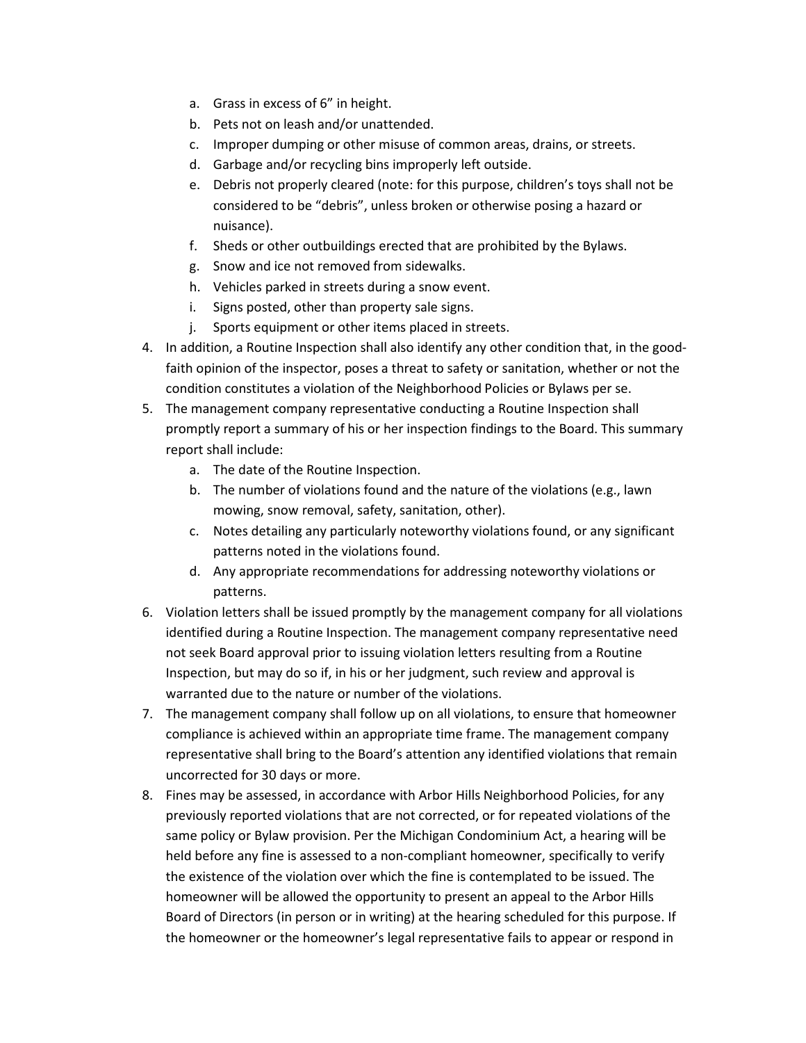a. Grass in excess of 6" in height.
   b. Pets not on leash and/or unattended.
   c. Improper dumping or other misuse of common areas, drains, or streets.
   d. Garbage and/or recycling bins improperly left outside.
   e. Debris not properly cleared (note: for this purpose, children's toys shall not be considered to be "debris", unless broken or otherwise posing a hazard or nuisance).
   f. Sheds or other outbuildings erected that are prohibited by the Bylaws.
   g. Snow and ice not removed from sidewalks.
   h. Vehicles parked in streets during a snow event.
   i. Signs posted, other than property sale signs.
   j. Sports equipment or other items placed in streets.

4. In addition, a Routine Inspection shall also identify any other condition that, in the good-faith opinion of the inspector, poses a threat to safety or sanitation, whether or not the condition constitutes a violation of the Neighborhood Policies or Bylaws per se.
5. The management company representative conducting a Routine Inspection shall promptly report a summary of his or her inspection findings to the Board. This summary report shall include:
   a. The date of the Routine Inspection.
   b. The number of violations found and the nature of the violations (e.g., lawn mowing, snow removal, safety, sanitation, other).
   c. Notes detailing any particularly noteworthy violations found, or any significant patterns noted in the violations found.
   d. Any appropriate recommendations for addressing noteworthy violations or patterns.
6. Violation letters shall be issued promptly by the management company for all violations identified during a Routine Inspection. The management company representative need not seek Board approval prior to issuing violation letters resulting from a Routine Inspection, but may do so if, in his or her judgment, such review and approval is warranted due to the nature or number of the violations.
7. The management company shall follow up on all violations, to ensure that homeowner compliance is achieved within an appropriate time frame. The management company representative shall bring to the Board's attention any identified violations that remain uncorrected for 30 days or more.
8. Fines may be assessed, in accordance with Arbor Hills Neighborhood Policies, for any previously reported violations that are not corrected, or for repeated violations of the same policy or Bylaw provision. Per the Michigan Condominium Act, a hearing will be held before any fine is assessed to a non-compliant homeowner, specifically to verify the existence of the violation over which the fine is contemplated to be issued. The homeowner will be allowed the opportunity to present an appeal to the Arbor Hills Board of Directors (in person or in writing) at the hearing scheduled for this purpose. If the homeowner or the homeowner's legal representative fails to appear or respond in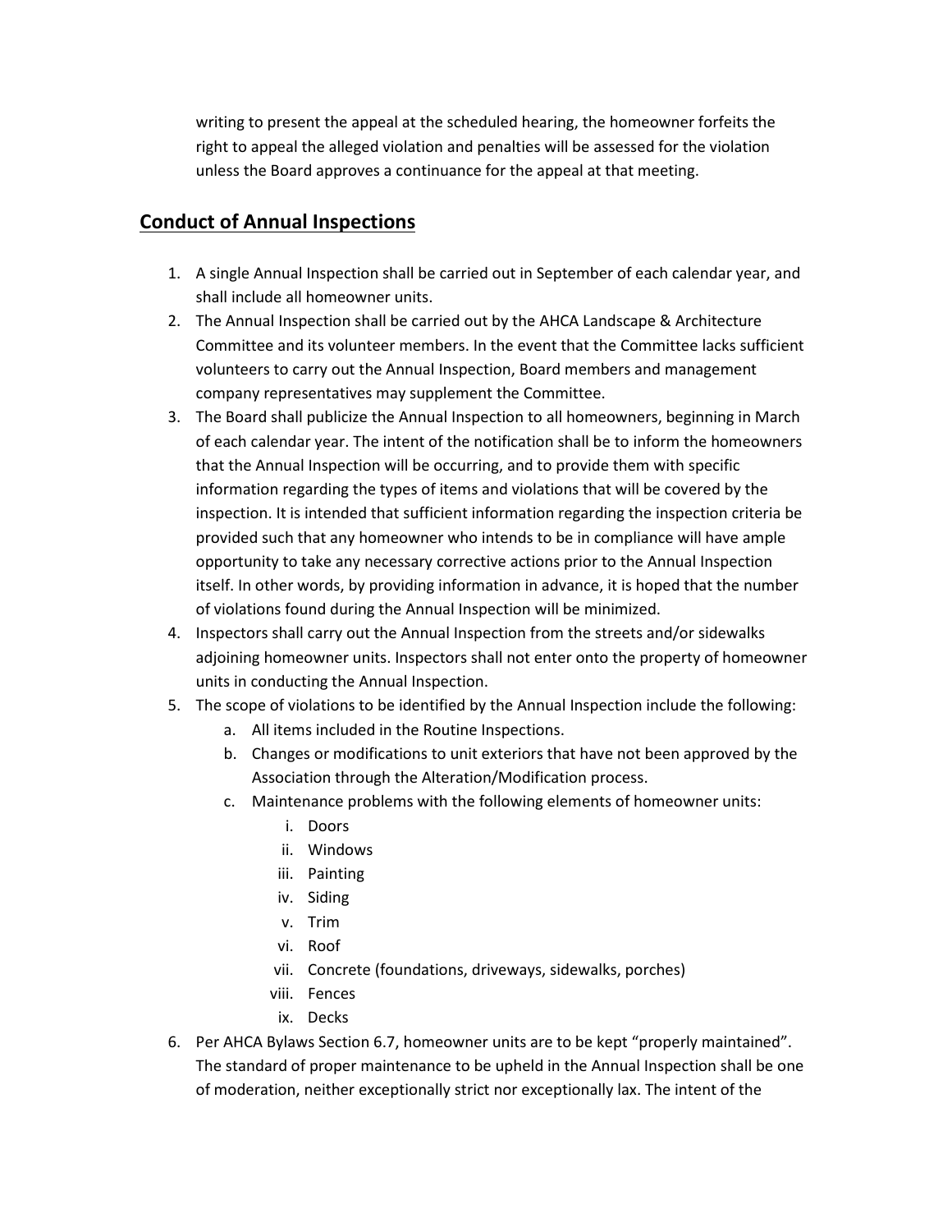writing to present the appeal at the scheduled hearing, the homeowner forfeits the right to appeal the alleged violation and penalties will be assessed for the violation unless the Board approves a continuance for the appeal at that meeting.

## Conduct of Annual Inspections

1. A single Annual Inspection shall be carried out in September of each calendar year, and shall include all homeowner units.
2. The Annual Inspection shall be carried out by the AHCA Landscape & Architecture Committee and its volunteer members. In the event that the Committee lacks sufficient volunteers to carry out the Annual Inspection, Board members and management company representatives may supplement the Committee.
3. The Board shall publicize the Annual Inspection to all homeowners, beginning in March of each calendar year. The intent of the notification shall be to inform the homeowners that the Annual Inspection will be occurring, and to provide them with specific information regarding the types of items and violations that will be covered by the inspection. It is intended that sufficient information regarding the inspection criteria be provided such that any homeowner who intends to be in compliance will have ample opportunity to take any necessary corrective actions prior to the Annual Inspection itself. In other words, by providing information in advance, it is hoped that the number of violations found during the Annual Inspection will be minimized.
4. Inspectors shall carry out the Annual Inspection from the streets and/or sidewalks adjoining homeowner units. Inspectors shall not enter onto the property of homeowner units in conducting the Annual Inspection.
5. The scope of violations to be identified by the Annual Inspection include the following:
   a. All items included in the Routine Inspections.
   b. Changes or modifications to unit exteriors that have not been approved by the Association through the Alteration/Modification process.
   c. Maintenance problems with the following elements of homeowner units:
      i. Doors
      ii. Windows
      iii. Painting
      iv. Siding
      v. Trim
      vi. Roof
      vii. Concrete (foundations, driveways, sidewalks, porches)
      viii. Fences
      ix. Decks
6. Per AHCA Bylaws Section 6.7, homeowner units are to be kept "properly maintained". The standard of proper maintenance to be upheld in the Annual Inspection shall be one of moderation, neither exceptionally strict nor exceptionally lax. The intent of the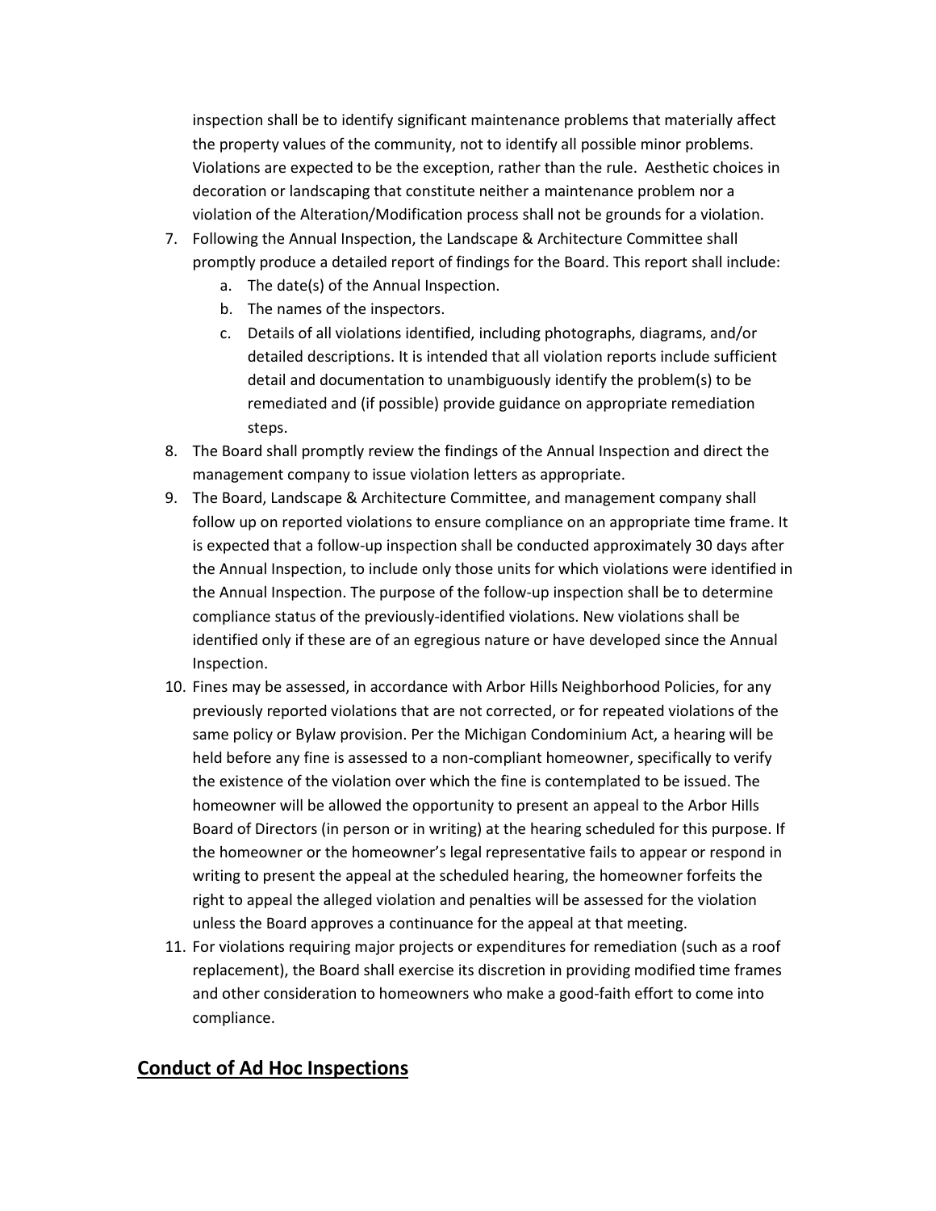inspection shall be to identify significant maintenance problems that materially affect the property values of the community, not to identify all possible minor problems. Violations are expected to be the exception, rather than the rule. Aesthetic choices in decoration or landscaping that constitute neither a maintenance problem nor a violation of the Alteration/Modification process shall not be grounds for a violation.

7. Following the Annual Inspection, the Landscape & Architecture Committee shall promptly produce a detailed report of findings for the Board. This report shall include:
    a. The date(s) of the Annual Inspection.
    b. The names of the inspectors.
    c. Details of all violations identified, including photographs, diagrams, and/or detailed descriptions. It is intended that all violation reports include sufficient detail and documentation to unambiguously identify the problem(s) to be remediated and (if possible) provide guidance on appropriate remediation steps.
8. The Board shall promptly review the findings of the Annual Inspection and direct the management company to issue violation letters as appropriate.
9. The Board, Landscape & Architecture Committee, and management company shall follow up on reported violations to ensure compliance on an appropriate time frame. It is expected that a follow-up inspection shall be conducted approximately 30 days after the Annual Inspection, to include only those units for which violations were identified in the Annual Inspection. The purpose of the follow-up inspection shall be to determine compliance status of the previously-identified violations. New violations shall be identified only if these are of an egregious nature or have developed since the Annual Inspection.
10. Fines may be assessed, in accordance with Arbor Hills Neighborhood Policies, for any previously reported violations that are not corrected, or for repeated violations of the same policy or Bylaw provision. Per the Michigan Condominium Act, a hearing will be held before any fine is assessed to a non-compliant homeowner, specifically to verify the existence of the violation over which the fine is contemplated to be issued. The homeowner will be allowed the opportunity to present an appeal to the Arbor Hills Board of Directors (in person or in writing) at the hearing scheduled for this purpose. If the homeowner or the homeowner's legal representative fails to appear or respond in writing to present the appeal at the scheduled hearing, the homeowner forfeits the right to appeal the alleged violation and penalties will be assessed for the violation unless the Board approves a continuance for the appeal at that meeting.
11. For violations requiring major projects or expenditures for remediation (such as a roof replacement), the Board shall exercise its discretion in providing modified time frames and other consideration to homeowners who make a good-faith effort to come into compliance.

## Conduct of Ad Hoc Inspections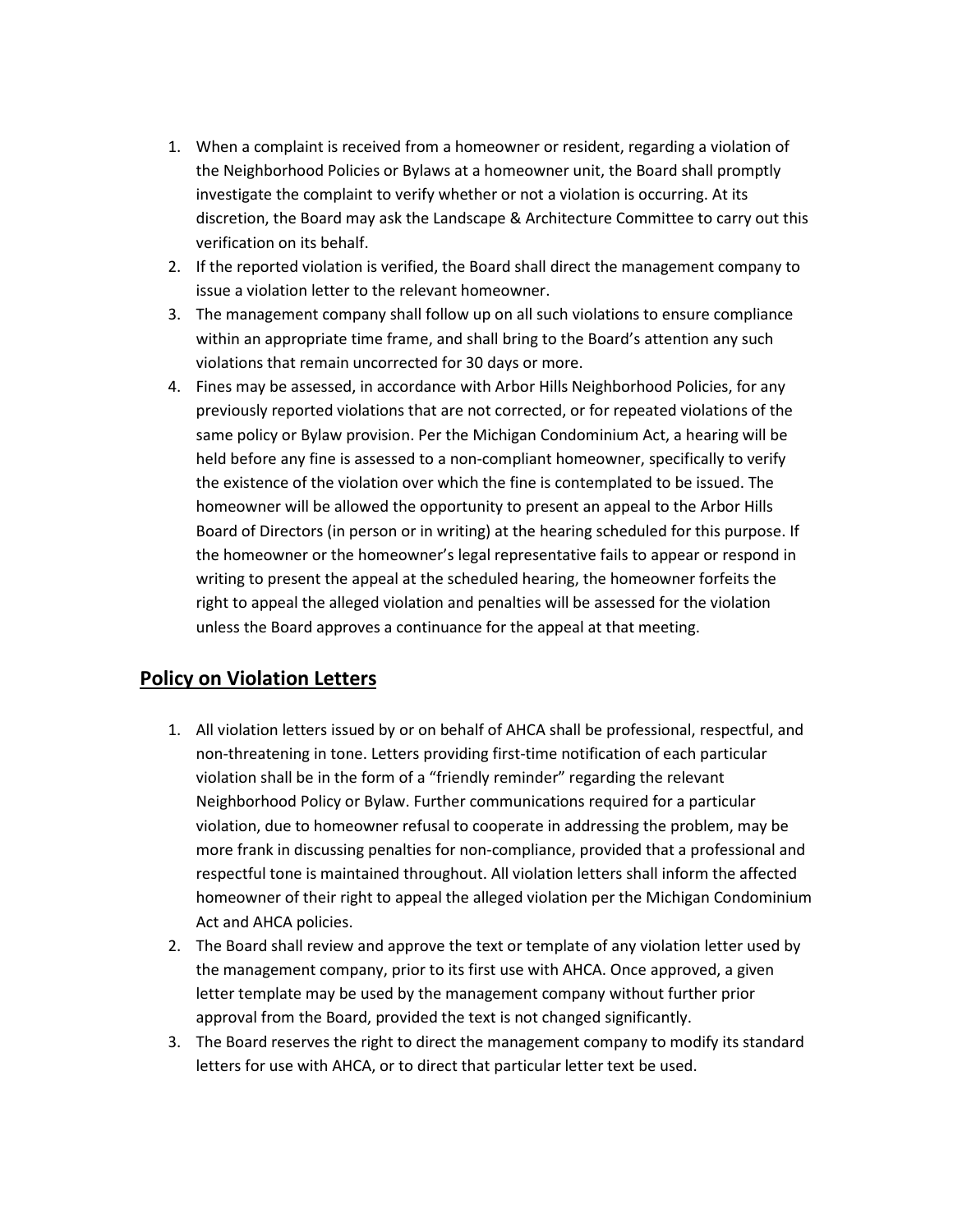1. When a complaint is received from a homeowner or resident, regarding a violation of the Neighborhood Policies or Bylaws at a homeowner unit, the Board shall promptly investigate the complaint to verify whether or not a violation is occurring. At its discretion, the Board may ask the Landscape & Architecture Committee to carry out this verification on its behalf.
2. If the reported violation is verified, the Board shall direct the management company to issue a violation letter to the relevant homeowner.
3. The management company shall follow up on all such violations to ensure compliance within an appropriate time frame, and shall bring to the Board's attention any such violations that remain uncorrected for 30 days or more.
4. Fines may be assessed, in accordance with Arbor Hills Neighborhood Policies, for any previously reported violations that are not corrected, or for repeated violations of the same policy or Bylaw provision. Per the Michigan Condominium Act, a hearing will be held before any fine is assessed to a non-compliant homeowner, specifically to verify the existence of the violation over which the fine is contemplated to be issued. The homeowner will be allowed the opportunity to present an appeal to the Arbor Hills Board of Directors (in person or in writing) at the hearing scheduled for this purpose. If the homeowner or the homeowner's legal representative fails to appear or respond in writing to present the appeal at the scheduled hearing, the homeowner forfeits the right to appeal the alleged violation and penalties will be assessed for the violation unless the Board approves a continuance for the appeal at that meeting.

## Policy on Violation Letters

1. All violation letters issued by or on behalf of AHCA shall be professional, respectful, and non-threatening in tone. Letters providing first-time notification of each particular violation shall be in the form of a "friendly reminder" regarding the relevant Neighborhood Policy or Bylaw. Further communications required for a particular violation, due to homeowner refusal to cooperate in addressing the problem, may be more frank in discussing penalties for non-compliance, provided that a professional and respectful tone is maintained throughout. All violation letters shall inform the affected homeowner of their right to appeal the alleged violation per the Michigan Condominium Act and AHCA policies.
2. The Board shall review and approve the text or template of any violation letter used by the management company, prior to its first use with AHCA. Once approved, a given letter template may be used by the management company without further prior approval from the Board, provided the text is not changed significantly.
3. The Board reserves the right to direct the management company to modify its standard letters for use with AHCA, or to direct that particular letter text be used.